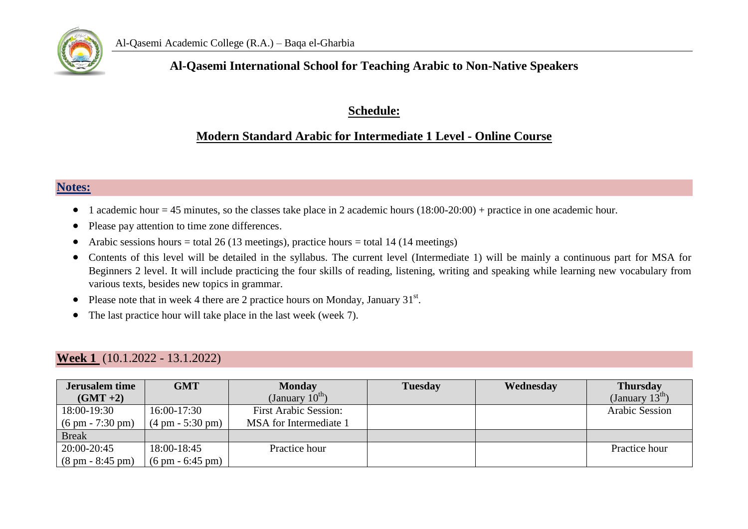Al-Qasemi Academic College (R.A.) – Baqa el-Gharbia

**Al-Qasemi International School for Teaching Arabic to Non-Native Speakers**

## Schedule:

## Modern Standard Arabic for Intermediate 1 Level - Online Course

### Notes:

- 1 academic hour = 45 minutes, so the classes take place in 2 academic hours (18:00-20:00) + practice in one academic hour.
- Please pay attention to time zone differences.
- Arabic sessions hours = total 26 (13 meetings), practice hours = total 14 (14 meetings)
- Contents of this level will be detailed in the syllabus. The current level (Intermediate 1) will be mainly a continuous part for MSA for Beginners 2 level. It will include practicing the four skills of reading, listening, writing and speaking while learning new vocabulary from various texts, besides new topics in grammar.
- Please note that in week 4 there are 2 practice hours on Monday, January 31st.
- The last practice hour will take place in the last week (week 7).

### Week 1 (10.1.2022 - 13.1.2022)

| Jerusalem time (GMT +2) | GMT | Monday (January 10th) | Tuesday | Wednesday | Thursday (January 13th) |
|---|---|---|---|---|---|
| 18:00-19:30 (6 pm - 7:30 pm) | 16:00-17:30 (4 pm - 5:30 pm) | First Arabic Session: MSA for Intermediate 1 | | | Arabic Session |
| Break | | | | | |
| 20:00-20:45 (8 pm - 8:45 pm) | 18:00-18:45 (6 pm - 6:45 pm) | Practice hour | | | Practice hour |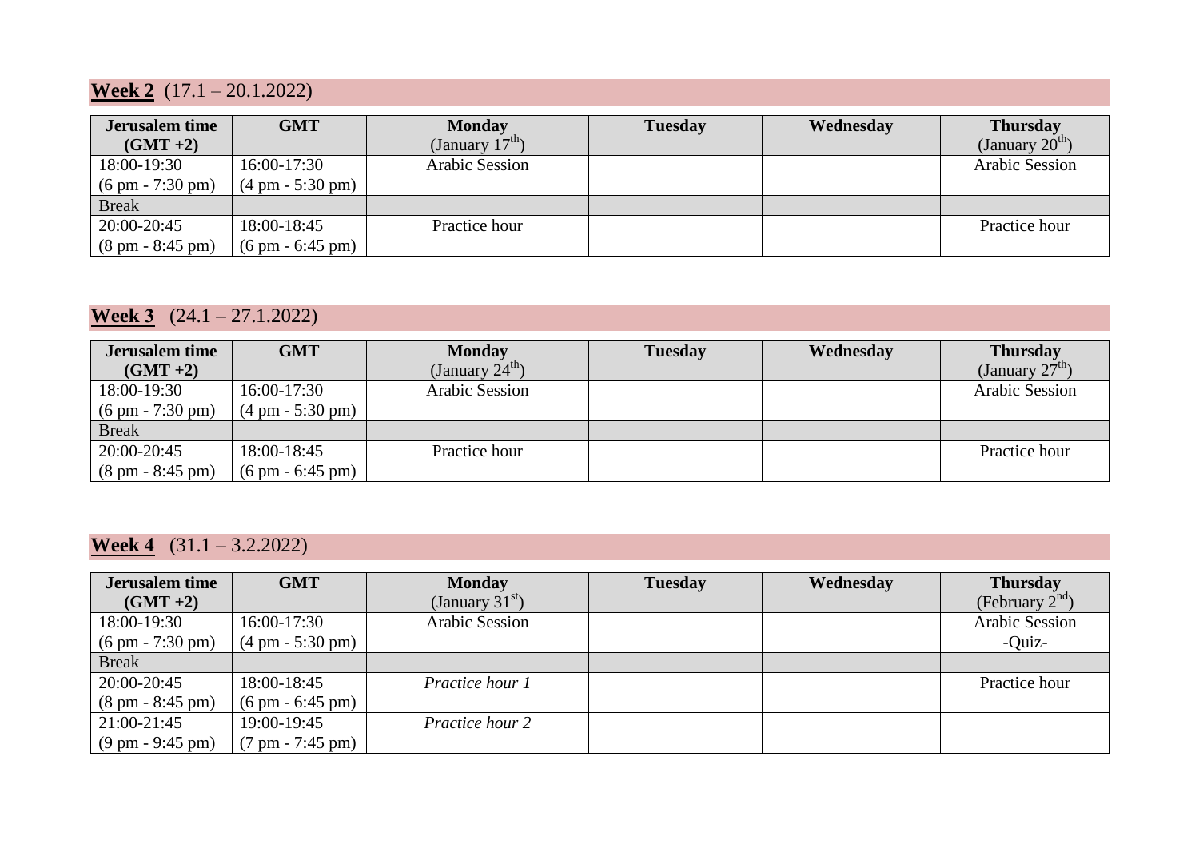**Week 2** (17.1 – 20.1.2022)

| Jerusalem time (GMT +2) | GMT | Monday (January 17th) | Tuesday | Wednesday | Thursday (January 20th) |
|---|---|---|---|---|---|
| 18:00-19:30 (6 pm - 7:30 pm) | 16:00-17:30 (4 pm - 5:30 pm) | Arabic Session | | | Arabic Session |
| Break | | | | | |
| 20:00-20:45 (8 pm - 8:45 pm) | 18:00-18:45 (6 pm - 6:45 pm) | Practice hour | | | Practice hour |

**Week 3** (24.1 – 27.1.2022)

| Jerusalem time (GMT +2) | GMT | Monday (January 24th) | Tuesday | Wednesday | Thursday (January 27th) |
|---|---|---|---|---|---|
| 18:00-19:30 (6 pm - 7:30 pm) | 16:00-17:30 (4 pm - 5:30 pm) | Arabic Session | | | Arabic Session |
| Break | | | | | |
| 20:00-20:45 (8 pm - 8:45 pm) | 18:00-18:45 (6 pm - 6:45 pm) | Practice hour | | | Practice hour |

**Week 4** (31.1 – 3.2.2022)

| Jerusalem time (GMT +2) | GMT | Monday (January 31st) | Tuesday | Wednesday | Thursday (February 2nd) |
|---|---|---|---|---|---|
| 18:00-19:30 (6 pm - 7:30 pm) | 16:00-17:30 (4 pm - 5:30 pm) | Arabic Session | | | Arabic Session -Quiz- |
| Break | | | | | |
| 20:00-20:45 (8 pm - 8:45 pm) | 18:00-18:45 (6 pm - 6:45 pm) | *Practice hour 1* | | | Practice hour |
| 21:00-21:45 (9 pm - 9:45 pm) | 19:00-19:45 (7 pm - 7:45 pm) | *Practice hour 2* | | | |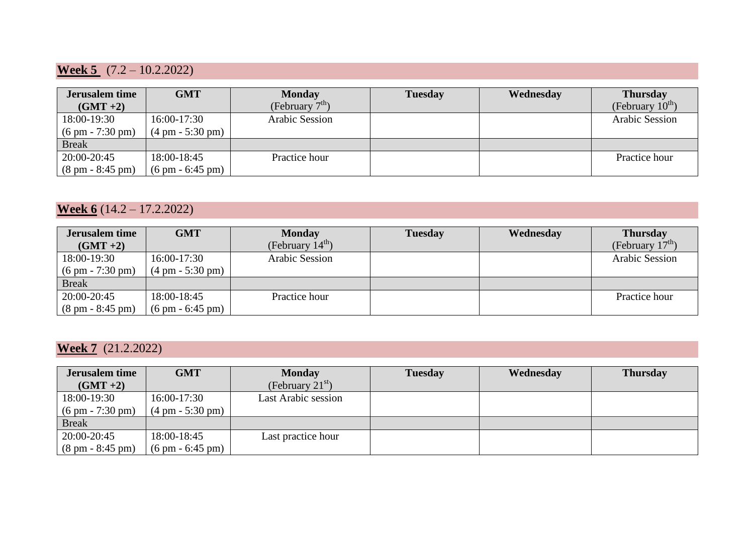## **Week 5** (7.2 – 10.2.2022)

| Jerusalem time (GMT +2) | GMT | Monday (February 7th) | Tuesday | Wednesday | Thursday (February 10th) |
|---|---|---|---|---|---|
| 18:00-19:30 (6 pm - 7:30 pm) | 16:00-17:30 (4 pm - 5:30 pm) | Arabic Session | | | Arabic Session |
| Break | | | | | |
| 20:00-20:45 (8 pm - 8:45 pm) | 18:00-18:45 (6 pm - 6:45 pm) | Practice hour | | | Practice hour |

## **Week 6** (14.2 – 17.2.2022)

| Jerusalem time (GMT +2) | GMT | Monday (February 14th) | Tuesday | Wednesday | Thursday (February 17th) |
|---|---|---|---|---|---|
| 18:00-19:30 (6 pm - 7:30 pm) | 16:00-17:30 (4 pm - 5:30 pm) | Arabic Session | | | Arabic Session |
| Break | | | | | |
| 20:00-20:45 (8 pm - 8:45 pm) | 18:00-18:45 (6 pm - 6:45 pm) | Practice hour | | | Practice hour |

## **Week 7** (21.2.2022)

| Jerusalem time (GMT +2) | GMT | Monday (February 21st) | Tuesday | Wednesday | Thursday |
|---|---|---|---|---|---|
| 18:00-19:30 (6 pm - 7:30 pm) | 16:00-17:30 (4 pm - 5:30 pm) | Last Arabic session | | | |
| Break | | | | | |
| 20:00-20:45 (8 pm - 8:45 pm) | 18:00-18:45 (6 pm - 6:45 pm) | Last practice hour | | | |